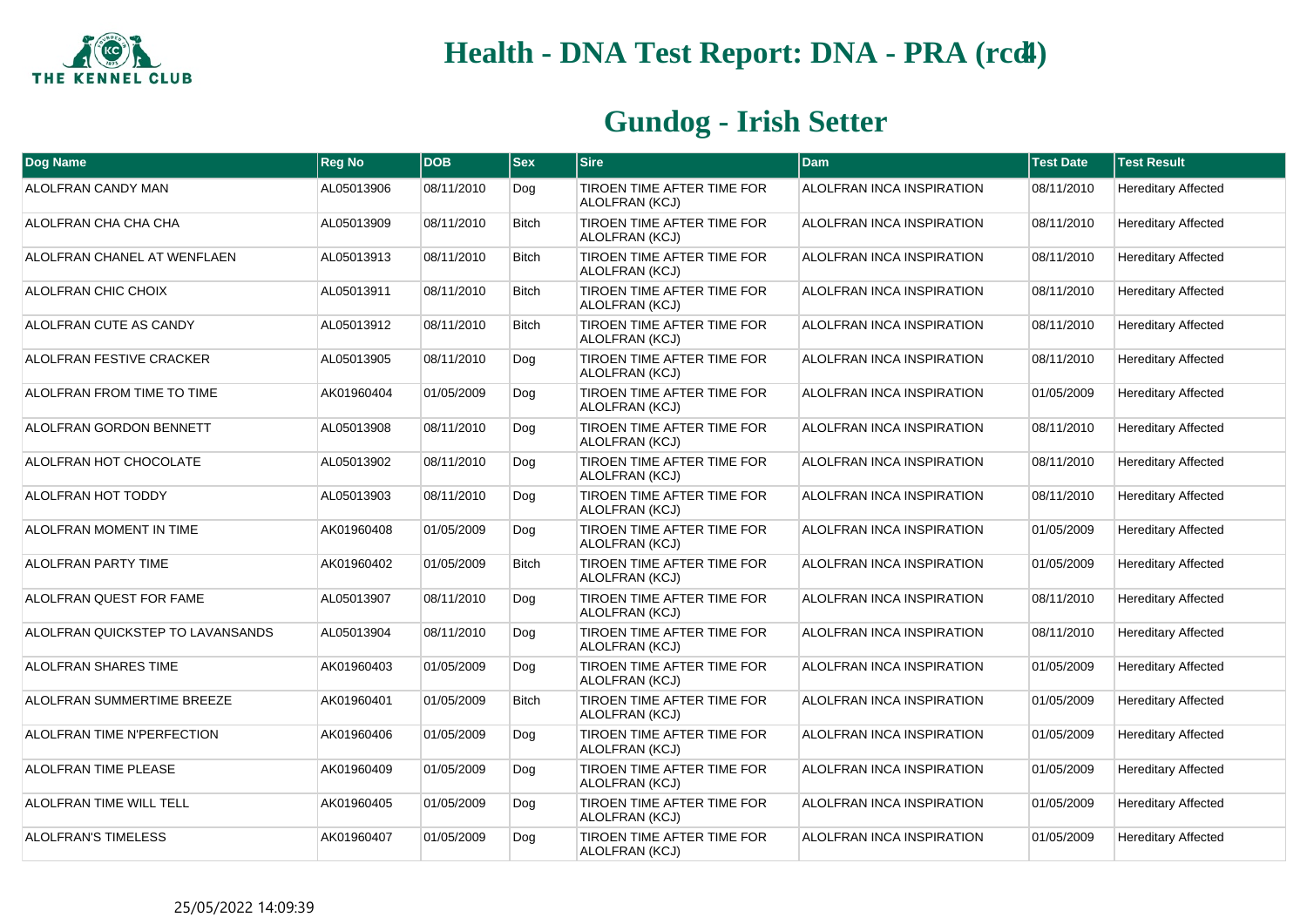# Health - DNA Test Report: DNA - PRA (rcd4)

## Gundog - Irish Setter

| Dog Name | Reg No | DOB | Sex | Sire | Dam | Test Date | Test Result |
|---|---|---|---|---|---|---|---|
| ALOLFRAN CANDY MAN | AL05013906 | 08/11/2010 | Dog | TIROEN TIME AFTER TIME FOR ALOLFRAN (KCJ) | ALOLFRAN INCA INSPIRATION | 08/11/2010 | Hereditary Affected |
| ALOLFRAN CHA CHA CHA | AL05013909 | 08/11/2010 | Bitch | TIROEN TIME AFTER TIME FOR ALOLFRAN (KCJ) | ALOLFRAN INCA INSPIRATION | 08/11/2010 | Hereditary Affected |
| ALOLFRAN CHANEL AT WENFLAEN | AL05013913 | 08/11/2010 | Bitch | TIROEN TIME AFTER TIME FOR ALOLFRAN (KCJ) | ALOLFRAN INCA INSPIRATION | 08/11/2010 | Hereditary Affected |
| ALOLFRAN CHIC CHOIX | AL05013911 | 08/11/2010 | Bitch | TIROEN TIME AFTER TIME FOR ALOLFRAN (KCJ) | ALOLFRAN INCA INSPIRATION | 08/11/2010 | Hereditary Affected |
| ALOLFRAN CUTE AS CANDY | AL05013912 | 08/11/2010 | Bitch | TIROEN TIME AFTER TIME FOR ALOLFRAN (KCJ) | ALOLFRAN INCA INSPIRATION | 08/11/2010 | Hereditary Affected |
| ALOLFRAN FESTIVE CRACKER | AL05013905 | 08/11/2010 | Dog | TIROEN TIME AFTER TIME FOR ALOLFRAN (KCJ) | ALOLFRAN INCA INSPIRATION | 08/11/2010 | Hereditary Affected |
| ALOLFRAN FROM TIME TO TIME | AK01960404 | 01/05/2009 | Dog | TIROEN TIME AFTER TIME FOR ALOLFRAN (KCJ) | ALOLFRAN INCA INSPIRATION | 01/05/2009 | Hereditary Affected |
| ALOLFRAN GORDON BENNETT | AL05013908 | 08/11/2010 | Dog | TIROEN TIME AFTER TIME FOR ALOLFRAN (KCJ) | ALOLFRAN INCA INSPIRATION | 08/11/2010 | Hereditary Affected |
| ALOLFRAN HOT CHOCOLATE | AL05013902 | 08/11/2010 | Dog | TIROEN TIME AFTER TIME FOR ALOLFRAN (KCJ) | ALOLFRAN INCA INSPIRATION | 08/11/2010 | Hereditary Affected |
| ALOLFRAN HOT TODDY | AL05013903 | 08/11/2010 | Dog | TIROEN TIME AFTER TIME FOR ALOLFRAN (KCJ) | ALOLFRAN INCA INSPIRATION | 08/11/2010 | Hereditary Affected |
| ALOLFRAN MOMENT IN TIME | AK01960408 | 01/05/2009 | Dog | TIROEN TIME AFTER TIME FOR ALOLFRAN (KCJ) | ALOLFRAN INCA INSPIRATION | 01/05/2009 | Hereditary Affected |
| ALOLFRAN PARTY TIME | AK01960402 | 01/05/2009 | Bitch | TIROEN TIME AFTER TIME FOR ALOLFRAN (KCJ) | ALOLFRAN INCA INSPIRATION | 01/05/2009 | Hereditary Affected |
| ALOLFRAN QUEST FOR FAME | AL05013907 | 08/11/2010 | Dog | TIROEN TIME AFTER TIME FOR ALOLFRAN (KCJ) | ALOLFRAN INCA INSPIRATION | 08/11/2010 | Hereditary Affected |
| ALOLFRAN QUICKSTEP TO LAVANSANDS | AL05013904 | 08/11/2010 | Dog | TIROEN TIME AFTER TIME FOR ALOLFRAN (KCJ) | ALOLFRAN INCA INSPIRATION | 08/11/2010 | Hereditary Affected |
| ALOLFRAN SHARES TIME | AK01960403 | 01/05/2009 | Dog | TIROEN TIME AFTER TIME FOR ALOLFRAN (KCJ) | ALOLFRAN INCA INSPIRATION | 01/05/2009 | Hereditary Affected |
| ALOLFRAN SUMMERTIME BREEZE | AK01960401 | 01/05/2009 | Bitch | TIROEN TIME AFTER TIME FOR ALOLFRAN (KCJ) | ALOLFRAN INCA INSPIRATION | 01/05/2009 | Hereditary Affected |
| ALOLFRAN TIME N'PERFECTION | AK01960406 | 01/05/2009 | Dog | TIROEN TIME AFTER TIME FOR ALOLFRAN (KCJ) | ALOLFRAN INCA INSPIRATION | 01/05/2009 | Hereditary Affected |
| ALOLFRAN TIME PLEASE | AK01960409 | 01/05/2009 | Dog | TIROEN TIME AFTER TIME FOR ALOLFRAN (KCJ) | ALOLFRAN INCA INSPIRATION | 01/05/2009 | Hereditary Affected |
| ALOLFRAN TIME WILL TELL | AK01960405 | 01/05/2009 | Dog | TIROEN TIME AFTER TIME FOR ALOLFRAN (KCJ) | ALOLFRAN INCA INSPIRATION | 01/05/2009 | Hereditary Affected |
| ALOLFRAN'S TIMELESS | AK01960407 | 01/05/2009 | Dog | TIROEN TIME AFTER TIME FOR ALOLFRAN (KCJ) | ALOLFRAN INCA INSPIRATION | 01/05/2009 | Hereditary Affected |

25/05/2022 14:09:39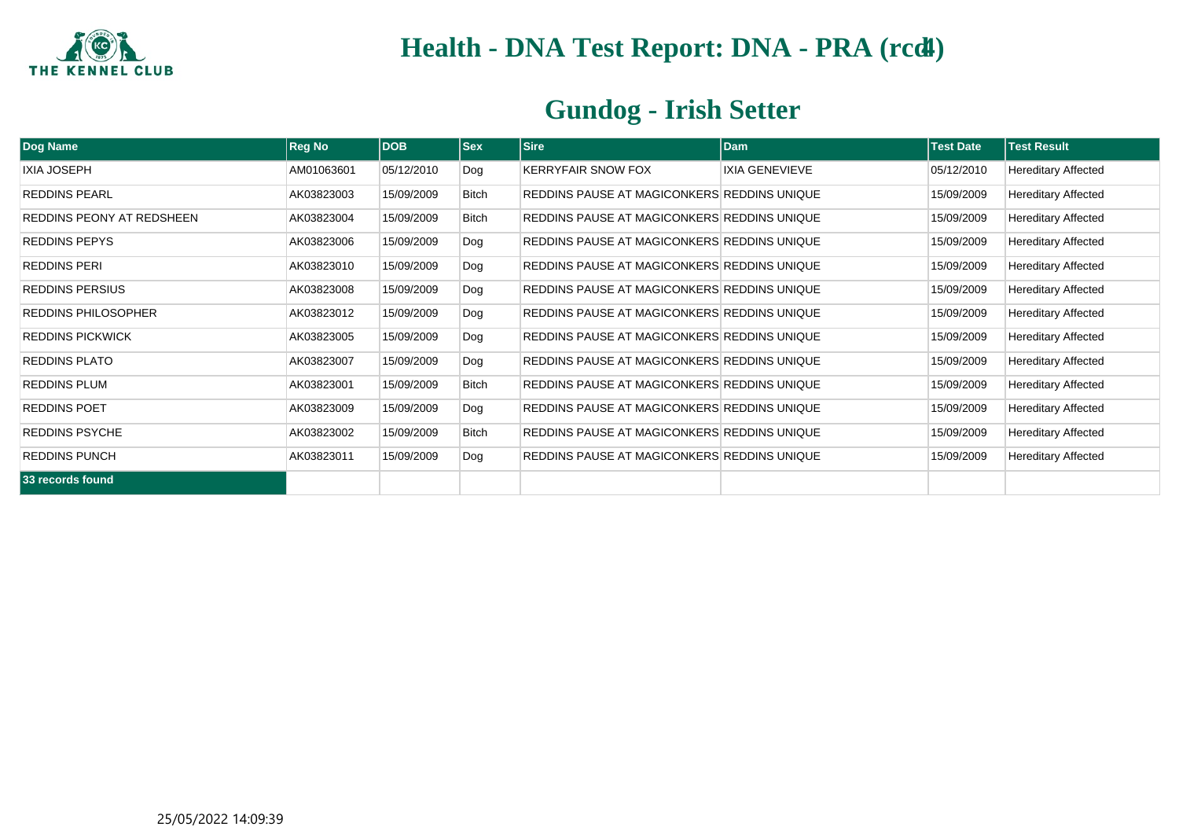# Health - DNA Test Report: DNA - PRA (rcd4)

## Gundog - Irish Setter

| Dog Name | Reg No | DOB | Sex | Sire | Dam | Test Date | Test Result |
|---|---|---|---|---|---|---|---|
| IXIA JOSEPH | AM01063601 | 05/12/2010 | Dog | KERRYFAIR SNOW FOX | IXIA GENEVIEVE | 05/12/2010 | Hereditary Affected |
| REDDINS PEARL | AK03823003 | 15/09/2009 | Bitch | REDDINS PAUSE AT MAGICONKERS | REDDINS UNIQUE | 15/09/2009 | Hereditary Affected |
| REDDINS PEONY AT REDSHEEN | AK03823004 | 15/09/2009 | Bitch | REDDINS PAUSE AT MAGICONKERS | REDDINS UNIQUE | 15/09/2009 | Hereditary Affected |
| REDDINS PEPYS | AK03823006 | 15/09/2009 | Dog | REDDINS PAUSE AT MAGICONKERS | REDDINS UNIQUE | 15/09/2009 | Hereditary Affected |
| REDDINS PERI | AK03823010 | 15/09/2009 | Dog | REDDINS PAUSE AT MAGICONKERS | REDDINS UNIQUE | 15/09/2009 | Hereditary Affected |
| REDDINS PERSIUS | AK03823008 | 15/09/2009 | Dog | REDDINS PAUSE AT MAGICONKERS | REDDINS UNIQUE | 15/09/2009 | Hereditary Affected |
| REDDINS PHILOSOPHER | AK03823012 | 15/09/2009 | Dog | REDDINS PAUSE AT MAGICONKERS | REDDINS UNIQUE | 15/09/2009 | Hereditary Affected |
| REDDINS PICKWICK | AK03823005 | 15/09/2009 | Dog | REDDINS PAUSE AT MAGICONKERS | REDDINS UNIQUE | 15/09/2009 | Hereditary Affected |
| REDDINS PLATO | AK03823007 | 15/09/2009 | Dog | REDDINS PAUSE AT MAGICONKERS | REDDINS UNIQUE | 15/09/2009 | Hereditary Affected |
| REDDINS PLUM | AK03823001 | 15/09/2009 | Bitch | REDDINS PAUSE AT MAGICONKERS | REDDINS UNIQUE | 15/09/2009 | Hereditary Affected |
| REDDINS POET | AK03823009 | 15/09/2009 | Dog | REDDINS PAUSE AT MAGICONKERS | REDDINS UNIQUE | 15/09/2009 | Hereditary Affected |
| REDDINS PSYCHE | AK03823002 | 15/09/2009 | Bitch | REDDINS PAUSE AT MAGICONKERS | REDDINS UNIQUE | 15/09/2009 | Hereditary Affected |
| REDDINS PUNCH | AK03823011 | 15/09/2009 | Dog | REDDINS PAUSE AT MAGICONKERS | REDDINS UNIQUE | 15/09/2009 | Hereditary Affected |
| **33 records found** | | | | | | | |

25/05/2022 14:09:39